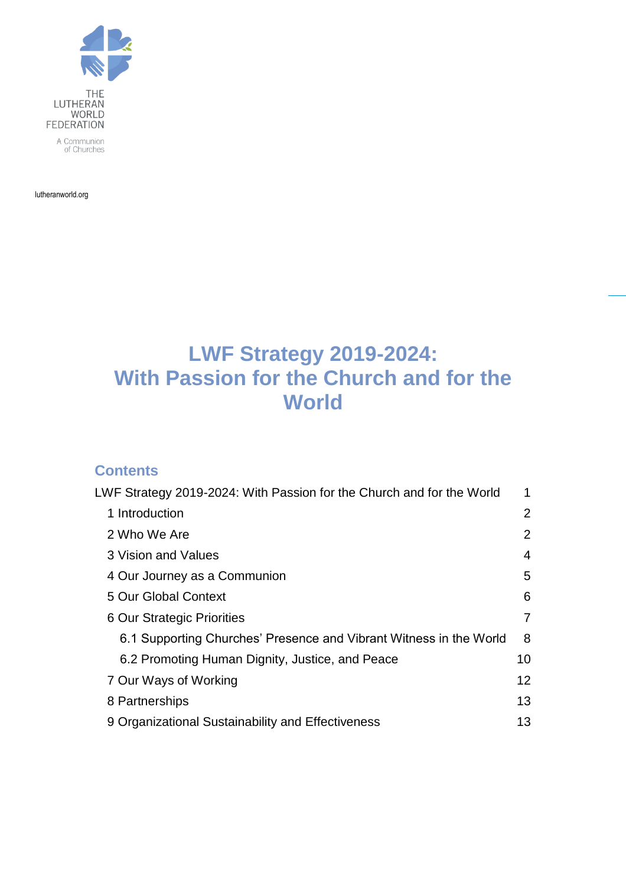THE LUTHERAN WORLD FEDERATION

A Communion of Churches

lutheranworld.org

# LWF Strategy 2019-2024: With Passion for the Church and for the World

## Contents

| | |
|---|---|
| LWF Strategy 2019-2024: With Passion for the Church and for the World | 1 |
| 1 Introduction | 2 |
| 2 Who We Are | 2 |
| 3 Vision and Values | 4 |
| 4 Our Journey as a Communion | 5 |
| 5 Our Global Context | 6 |
| 6 Our Strategic Priorities | 7 |
| 6.1 Supporting Churches' Presence and Vibrant Witness in the World | 8 |
| 6.2 Promoting Human Dignity, Justice, and Peace | 10 |
| 7 Our Ways of Working | 12 |
| 8 Partnerships | 13 |
| 9 Organizational Sustainability and Effectiveness | 13 |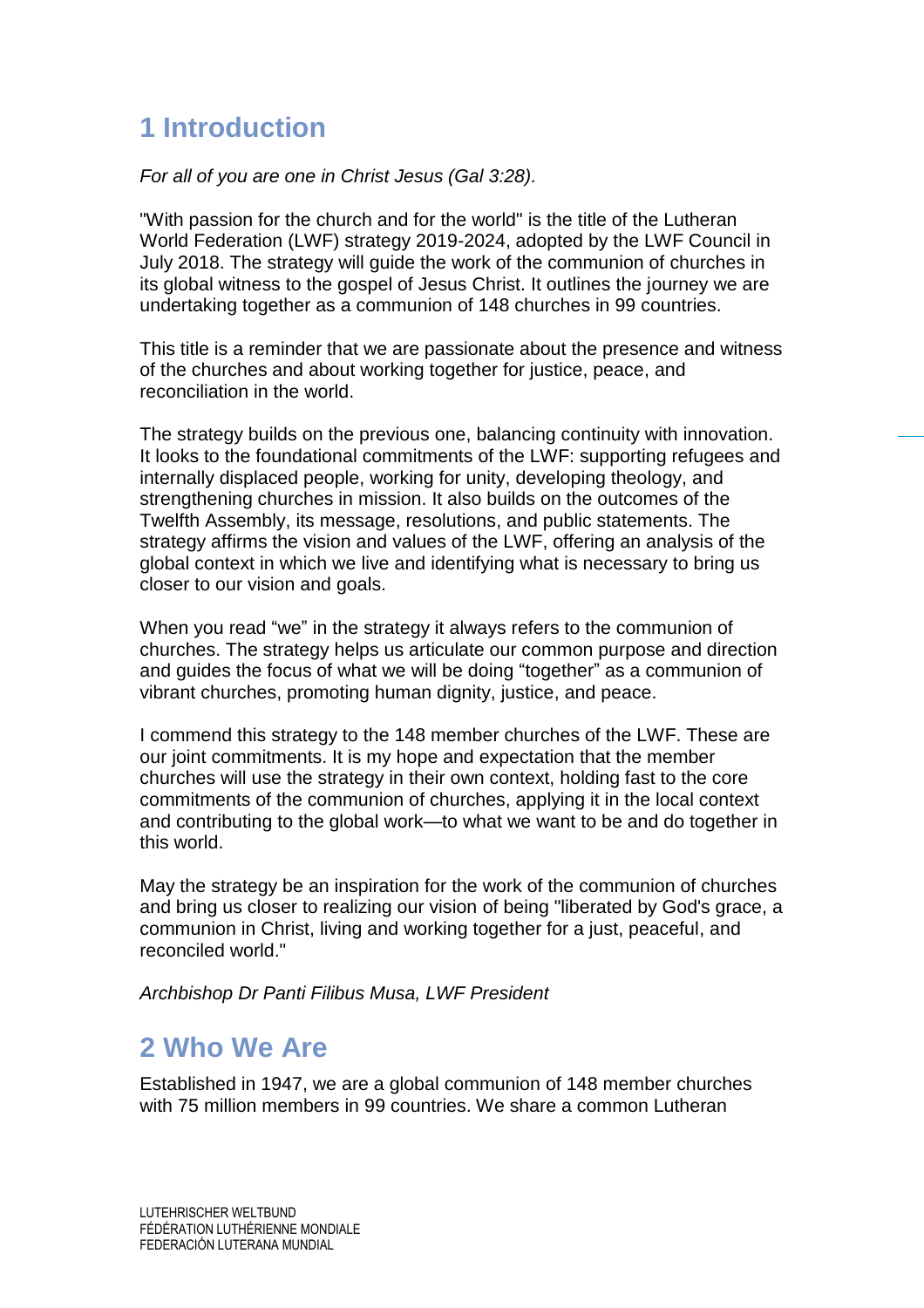# 1 Introduction

*For all of you are one in Christ Jesus (Gal 3:28).*

"With passion for the church and for the world" is the title of the Lutheran World Federation (LWF) strategy 2019-2024, adopted by the LWF Council in July 2018. The strategy will guide the work of the communion of churches in its global witness to the gospel of Jesus Christ. It outlines the journey we are undertaking together as a communion of 148 churches in 99 countries.

This title is a reminder that we are passionate about the presence and witness of the churches and about working together for justice, peace, and reconciliation in the world.

The strategy builds on the previous one, balancing continuity with innovation. It looks to the foundational commitments of the LWF: supporting refugees and internally displaced people, working for unity, developing theology, and strengthening churches in mission. It also builds on the outcomes of the Twelfth Assembly, its message, resolutions, and public statements. The strategy affirms the vision and values of the LWF, offering an analysis of the global context in which we live and identifying what is necessary to bring us closer to our vision and goals.

When you read "we" in the strategy it always refers to the communion of churches. The strategy helps us articulate our common purpose and direction and guides the focus of what we will be doing "together" as a communion of vibrant churches, promoting human dignity, justice, and peace.

I commend this strategy to the 148 member churches of the LWF. These are our joint commitments. It is my hope and expectation that the member churches will use the strategy in their own context, holding fast to the core commitments of the communion of churches, applying it in the local context and contributing to the global work—to what we want to be and do together in this world.

May the strategy be an inspiration for the work of the communion of churches and bring us closer to realizing our vision of being "liberated by God's grace, a communion in Christ, living and working together for a just, peaceful, and reconciled world."

*Archbishop Dr Panti Filibus Musa, LWF President*

# 2 Who We Are

Established in 1947, we are a global communion of 148 member churches with 75 million members in 99 countries. We share a common Lutheran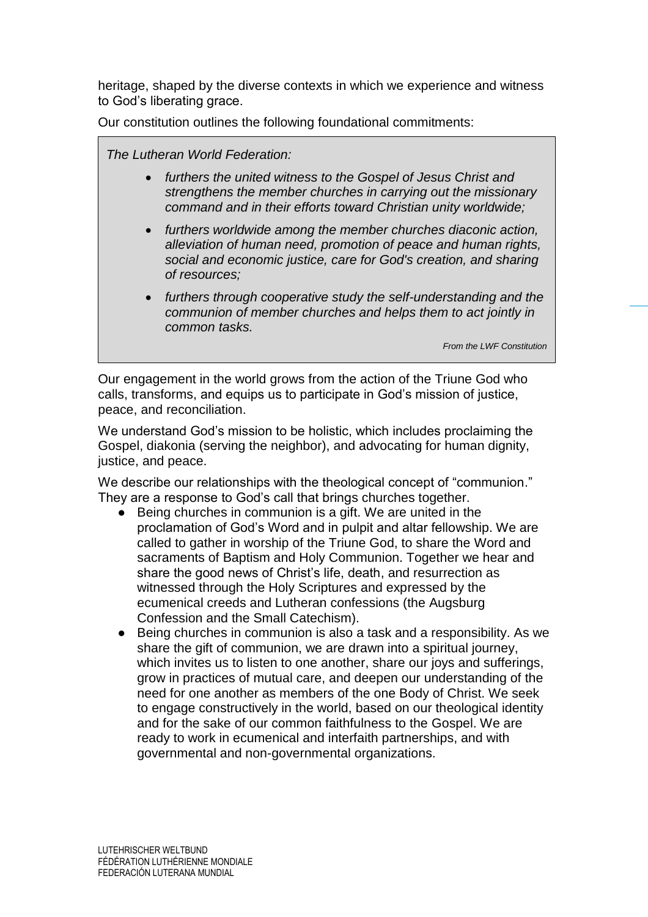heritage, shaped by the diverse contexts in which we experience and witness to God's liberating grace.

Our constitution outlines the following foundational commitments:

> *The Lutheran World Federation:*
>
> - *furthers the united witness to the Gospel of Jesus Christ and strengthens the member churches in carrying out the missionary command and in their efforts toward Christian unity worldwide;*
> - *furthers worldwide among the member churches diaconic action, alleviation of human need, promotion of peace and human rights, social and economic justice, care for God's creation, and sharing of resources;*
> - *furthers through cooperative study the self-understanding and the communion of member churches and helps them to act jointly in common tasks.*
>
> *From the LWF Constitution*

Our engagement in the world grows from the action of the Triune God who calls, transforms, and equips us to participate in God's mission of justice, peace, and reconciliation.

We understand God's mission to be holistic, which includes proclaiming the Gospel, diakonia (serving the neighbor), and advocating for human dignity, justice, and peace.

We describe our relationships with the theological concept of "communion." They are a response to God's call that brings churches together.

- Being churches in communion is a gift. We are united in the proclamation of God's Word and in pulpit and altar fellowship. We are called to gather in worship of the Triune God, to share the Word and sacraments of Baptism and Holy Communion. Together we hear and share the good news of Christ's life, death, and resurrection as witnessed through the Holy Scriptures and expressed by the ecumenical creeds and Lutheran confessions (the Augsburg Confession and the Small Catechism).
- Being churches in communion is also a task and a responsibility. As we share the gift of communion, we are drawn into a spiritual journey, which invites us to listen to one another, share our joys and sufferings, grow in practices of mutual care, and deepen our understanding of the need for one another as members of the one Body of Christ. We seek to engage constructively in the world, based on our theological identity and for the sake of our common faithfulness to the Gospel. We are ready to work in ecumenical and interfaith partnerships, and with governmental and non-governmental organizations.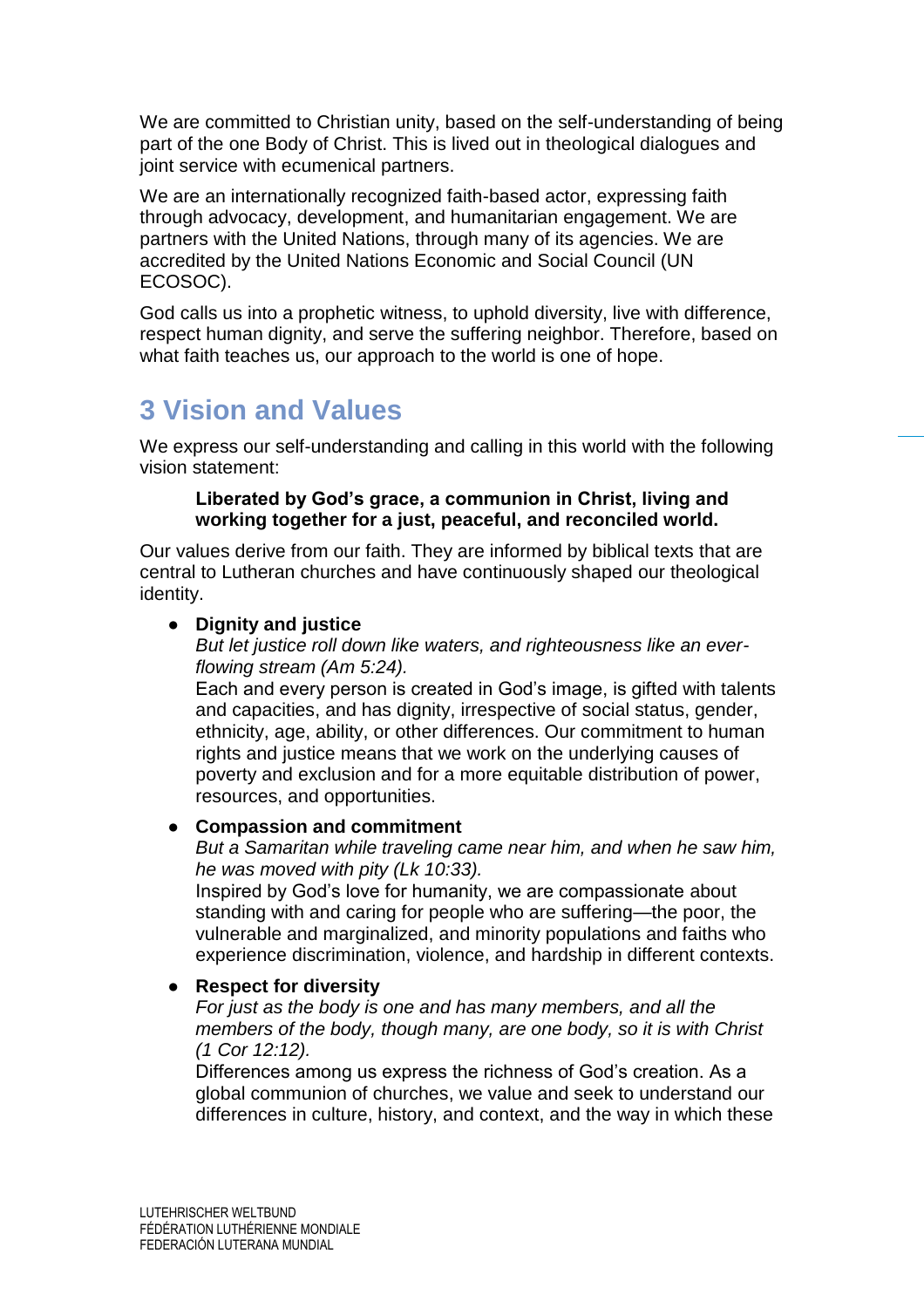We are committed to Christian unity, based on the self-understanding of being part of the one Body of Christ. This is lived out in theological dialogues and joint service with ecumenical partners.

We are an internationally recognized faith-based actor, expressing faith through advocacy, development, and humanitarian engagement. We are partners with the United Nations, through many of its agencies. We are accredited by the United Nations Economic and Social Council (UN ECOSOC).

God calls us into a prophetic witness, to uphold diversity, live with difference, respect human dignity, and serve the suffering neighbor. Therefore, based on what faith teaches us, our approach to the world is one of hope.

# 3 Vision and Values

We express our self-understanding and calling in this world with the following vision statement:

> **Liberated by God's grace, a communion in Christ, living and working together for a just, peaceful, and reconciled world.**

Our values derive from our faith. They are informed by biblical texts that are central to Lutheran churches and have continuously shaped our theological identity.

- **Dignity and justice**
  *But let justice roll down like waters, and righteousness like an ever-flowing stream (Am 5:24).*
  Each and every person is created in God's image, is gifted with talents and capacities, and has dignity, irrespective of social status, gender, ethnicity, age, ability, or other differences. Our commitment to human rights and justice means that we work on the underlying causes of poverty and exclusion and for a more equitable distribution of power, resources, and opportunities.

- **Compassion and commitment**
  *But a Samaritan while traveling came near him, and when he saw him, he was moved with pity (Lk 10:33).*
  Inspired by God's love for humanity, we are compassionate about standing with and caring for people who are suffering—the poor, the vulnerable and marginalized, and minority populations and faiths who experience discrimination, violence, and hardship in different contexts.

- **Respect for diversity**
  *For just as the body is one and has many members, and all the members of the body, though many, are one body, so it is with Christ (1 Cor 12:12).*
  Differences among us express the richness of God's creation. As a global communion of churches, we value and seek to understand our differences in culture, history, and context, and the way in which these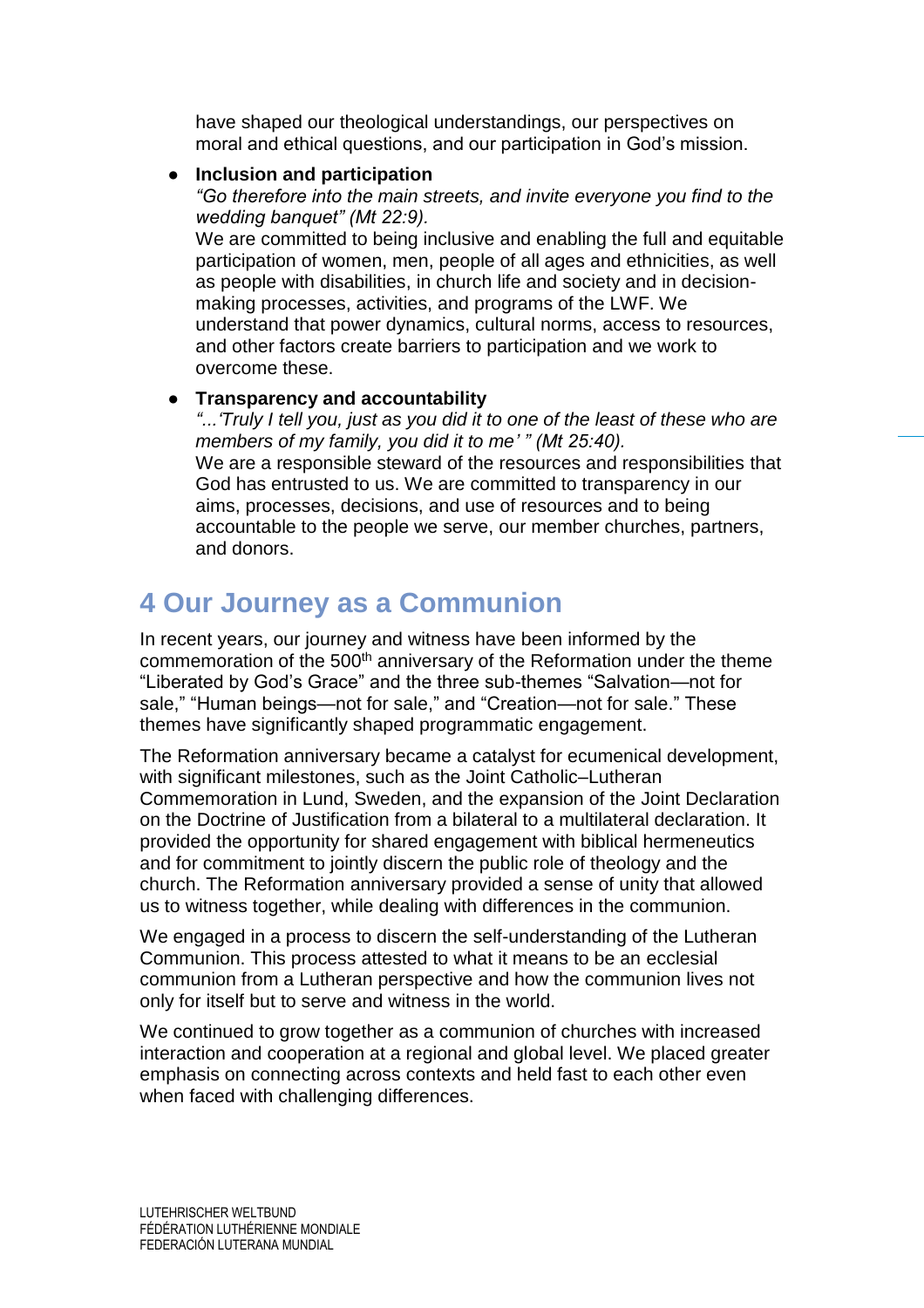have shaped our theological understandings, our perspectives on moral and ethical questions, and our participation in God's mission.

- **Inclusion and participation**
  *"Go therefore into the main streets, and invite everyone you find to the wedding banquet" (Mt 22:9).*
  We are committed to being inclusive and enabling the full and equitable participation of women, men, people of all ages and ethnicities, as well as people with disabilities, in church life and society and in decision-making processes, activities, and programs of the LWF. We understand that power dynamics, cultural norms, access to resources, and other factors create barriers to participation and we work to overcome these.

- **Transparency and accountability**
  *"...'Truly I tell you, just as you did it to one of the least of these who are members of my family, you did it to me' " (Mt 25:40).*
  We are a responsible steward of the resources and responsibilities that God has entrusted to us. We are committed to transparency in our aims, processes, decisions, and use of resources and to being accountable to the people we serve, our member churches, partners, and donors.

## 4 Our Journey as a Communion

In recent years, our journey and witness have been informed by the commemoration of the 500th anniversary of the Reformation under the theme "Liberated by God's Grace" and the three sub-themes "Salvation—not for sale," "Human beings—not for sale," and "Creation—not for sale." These themes have significantly shaped programmatic engagement.

The Reformation anniversary became a catalyst for ecumenical development, with significant milestones, such as the Joint Catholic–Lutheran Commemoration in Lund, Sweden, and the expansion of the Joint Declaration on the Doctrine of Justification from a bilateral to a multilateral declaration. It provided the opportunity for shared engagement with biblical hermeneutics and for commitment to jointly discern the public role of theology and the church. The Reformation anniversary provided a sense of unity that allowed us to witness together, while dealing with differences in the communion.

We engaged in a process to discern the self-understanding of the Lutheran Communion. This process attested to what it means to be an ecclesial communion from a Lutheran perspective and how the communion lives not only for itself but to serve and witness in the world.

We continued to grow together as a communion of churches with increased interaction and cooperation at a regional and global level. We placed greater emphasis on connecting across contexts and held fast to each other even when faced with challenging differences.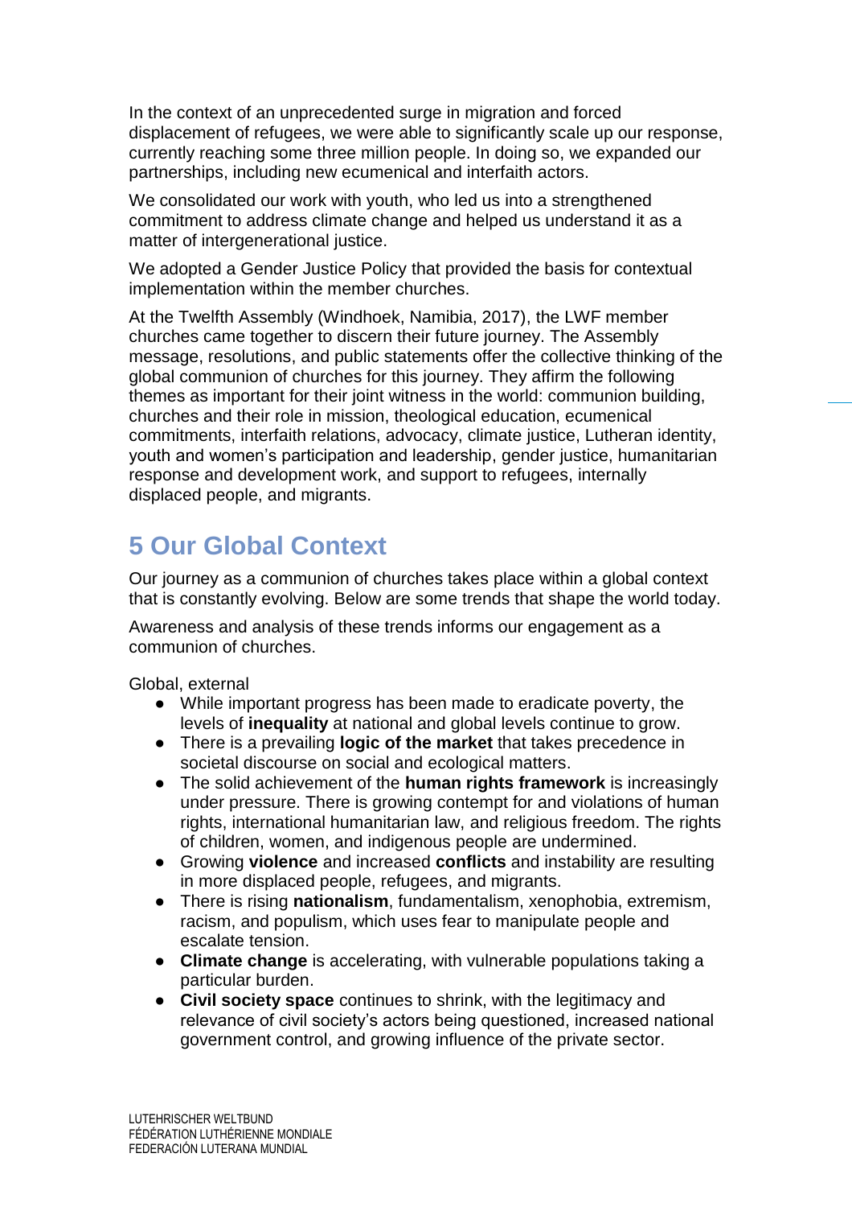In the context of an unprecedented surge in migration and forced displacement of refugees, we were able to significantly scale up our response, currently reaching some three million people. In doing so, we expanded our partnerships, including new ecumenical and interfaith actors.

We consolidated our work with youth, who led us into a strengthened commitment to address climate change and helped us understand it as a matter of intergenerational justice.

We adopted a Gender Justice Policy that provided the basis for contextual implementation within the member churches.

At the Twelfth Assembly (Windhoek, Namibia, 2017), the LWF member churches came together to discern their future journey. The Assembly message, resolutions, and public statements offer the collective thinking of the global communion of churches for this journey. They affirm the following themes as important for their joint witness in the world: communion building, churches and their role in mission, theological education, ecumenical commitments, interfaith relations, advocacy, climate justice, Lutheran identity, youth and women's participation and leadership, gender justice, humanitarian response and development work, and support to refugees, internally displaced people, and migrants.

## 5 Our Global Context

Our journey as a communion of churches takes place within a global context that is constantly evolving. Below are some trends that shape the world today.

Awareness and analysis of these trends informs our engagement as a communion of churches.

Global, external

- While important progress has been made to eradicate poverty, the levels of **inequality** at national and global levels continue to grow.
- There is a prevailing **logic of the market** that takes precedence in societal discourse on social and ecological matters.
- The solid achievement of the **human rights framework** is increasingly under pressure. There is growing contempt for and violations of human rights, international humanitarian law, and religious freedom. The rights of children, women, and indigenous people are undermined.
- Growing **violence** and increased **conflicts** and instability are resulting in more displaced people, refugees, and migrants.
- There is rising **nationalism**, fundamentalism, xenophobia, extremism, racism, and populism, which uses fear to manipulate people and escalate tension.
- **Climate change** is accelerating, with vulnerable populations taking a particular burden.
- **Civil society space** continues to shrink, with the legitimacy and relevance of civil society's actors being questioned, increased national government control, and growing influence of the private sector.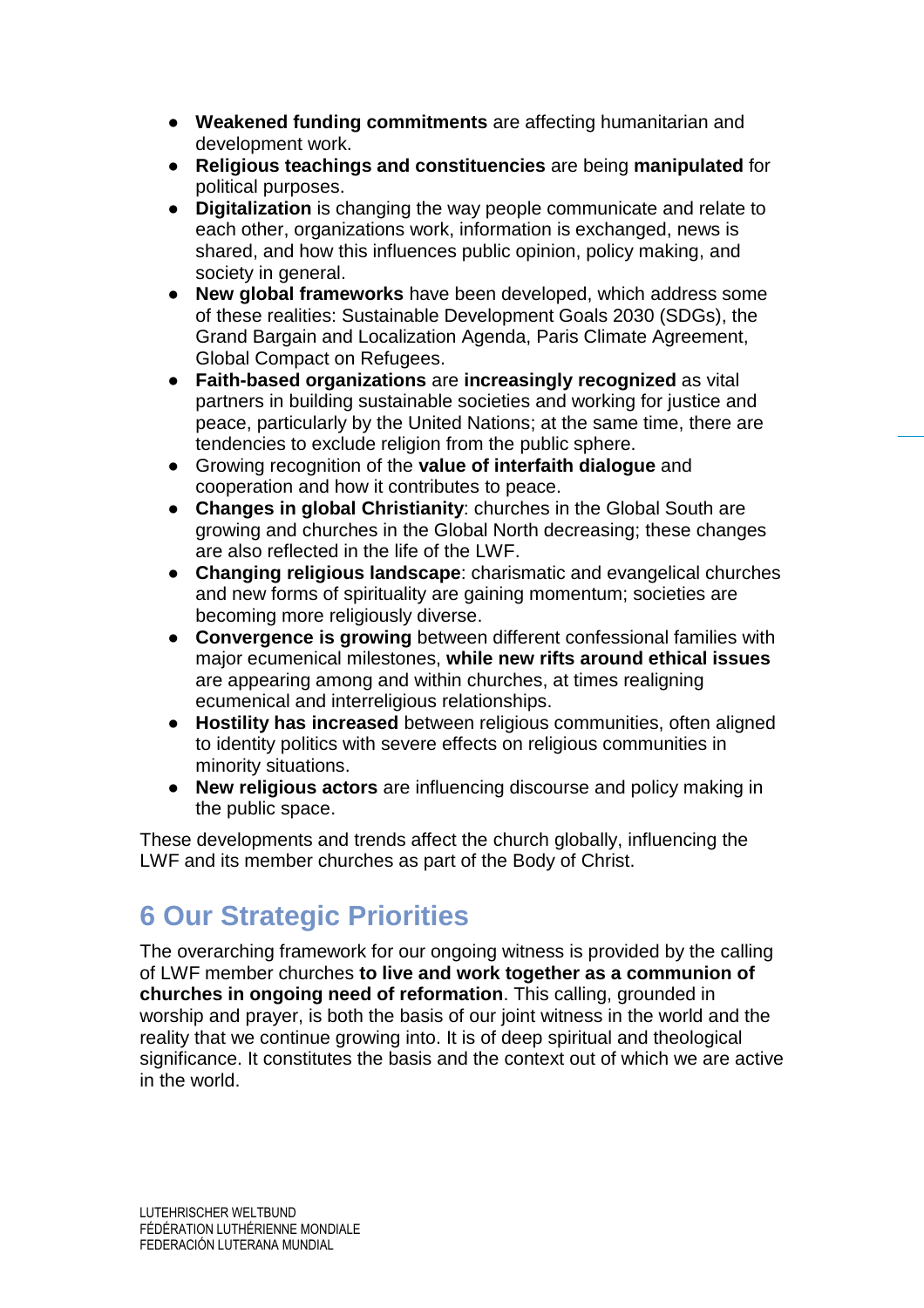- **Weakened funding commitments** are affecting humanitarian and development work.
- **Religious teachings and constituencies** are being **manipulated** for political purposes.
- **Digitalization** is changing the way people communicate and relate to each other, organizations work, information is exchanged, news is shared, and how this influences public opinion, policy making, and society in general.
- **New global frameworks** have been developed, which address some of these realities: Sustainable Development Goals 2030 (SDGs), the Grand Bargain and Localization Agenda, Paris Climate Agreement, Global Compact on Refugees.
- **Faith-based organizations** are **increasingly recognized** as vital partners in building sustainable societies and working for justice and peace, particularly by the United Nations; at the same time, there are tendencies to exclude religion from the public sphere.
- Growing recognition of the **value of interfaith dialogue** and cooperation and how it contributes to peace.
- **Changes in global Christianity**: churches in the Global South are growing and churches in the Global North decreasing; these changes are also reflected in the life of the LWF.
- **Changing religious landscape**: charismatic and evangelical churches and new forms of spirituality are gaining momentum; societies are becoming more religiously diverse.
- **Convergence is growing** between different confessional families with major ecumenical milestones, **while new rifts around ethical issues** are appearing among and within churches, at times realigning ecumenical and interreligious relationships.
- **Hostility has increased** between religious communities, often aligned to identity politics with severe effects on religious communities in minority situations.
- **New religious actors** are influencing discourse and policy making in the public space.

These developments and trends affect the church globally, influencing the LWF and its member churches as part of the Body of Christ.

# 6 Our Strategic Priorities

The overarching framework for our ongoing witness is provided by the calling of LWF member churches **to live and work together as a communion of churches in ongoing need of reformation**. This calling, grounded in worship and prayer, is both the basis of our joint witness in the world and the reality that we continue growing into. It is of deep spiritual and theological significance. It constitutes the basis and the context out of which we are active in the world.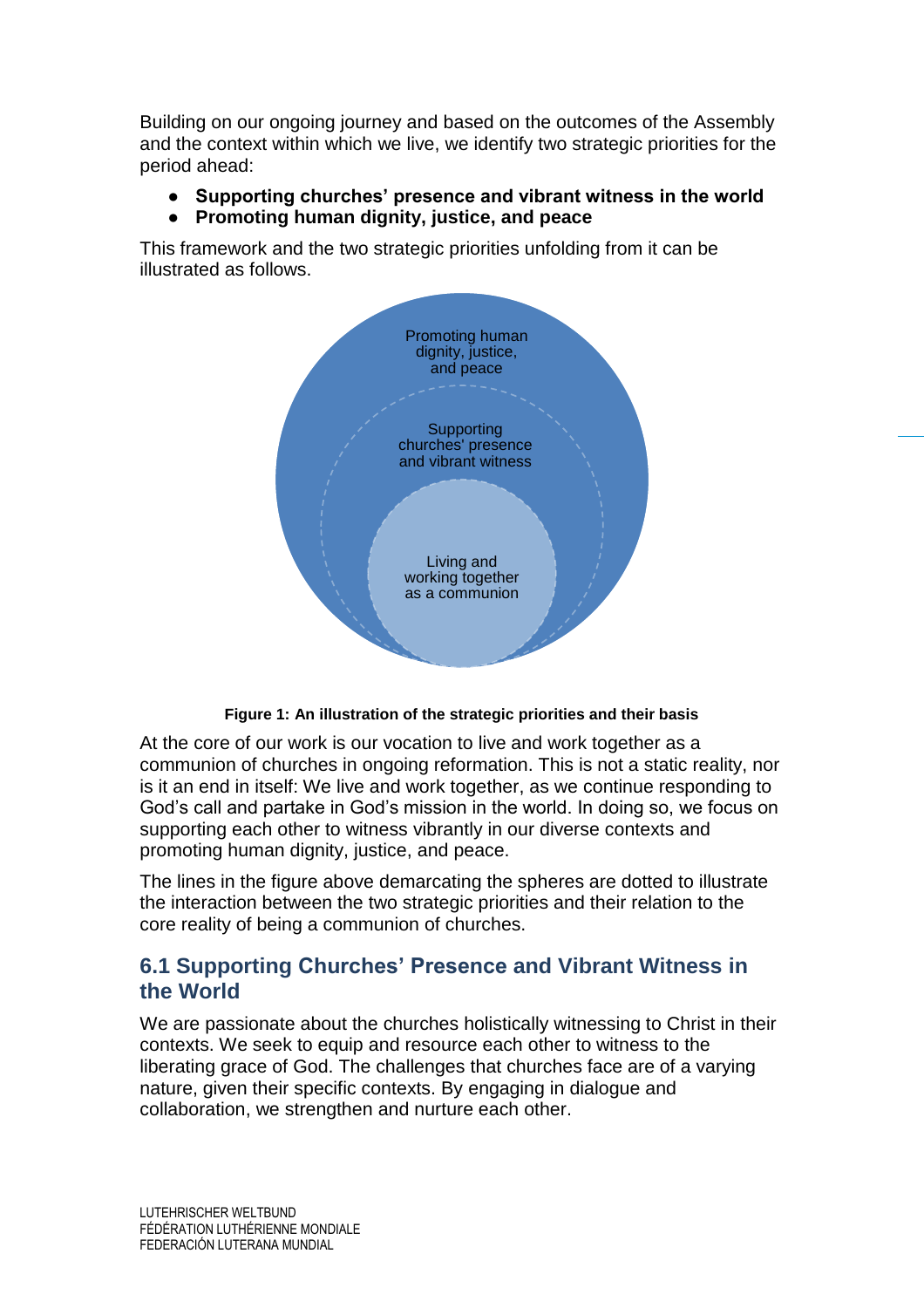Building on our ongoing journey and based on the outcomes of the Assembly and the context within which we live, we identify two strategic priorities for the period ahead:

- **Supporting churches' presence and vibrant witness in the world**
- **Promoting human dignity, justice, and peace**

This framework and the two strategic priorities unfolding from it can be illustrated as follows.

Promoting human dignity, justice, and peace

Supporting churches' presence and vibrant witness

Living and working together as a communion

**Figure 1: An illustration of the strategic priorities and their basis**

At the core of our work is our vocation to live and work together as a communion of churches in ongoing reformation. This is not a static reality, nor is it an end in itself: We live and work together, as we continue responding to God's call and partake in God's mission in the world. In doing so, we focus on supporting each other to witness vibrantly in our diverse contexts and promoting human dignity, justice, and peace.

The lines in the figure above demarcating the spheres are dotted to illustrate the interaction between the two strategic priorities and their relation to the core reality of being a communion of churches.

## 6.1 Supporting Churches' Presence and Vibrant Witness in the World

We are passionate about the churches holistically witnessing to Christ in their contexts. We seek to equip and resource each other to witness to the liberating grace of God. The challenges that churches face are of a varying nature, given their specific contexts. By engaging in dialogue and collaboration, we strengthen and nurture each other.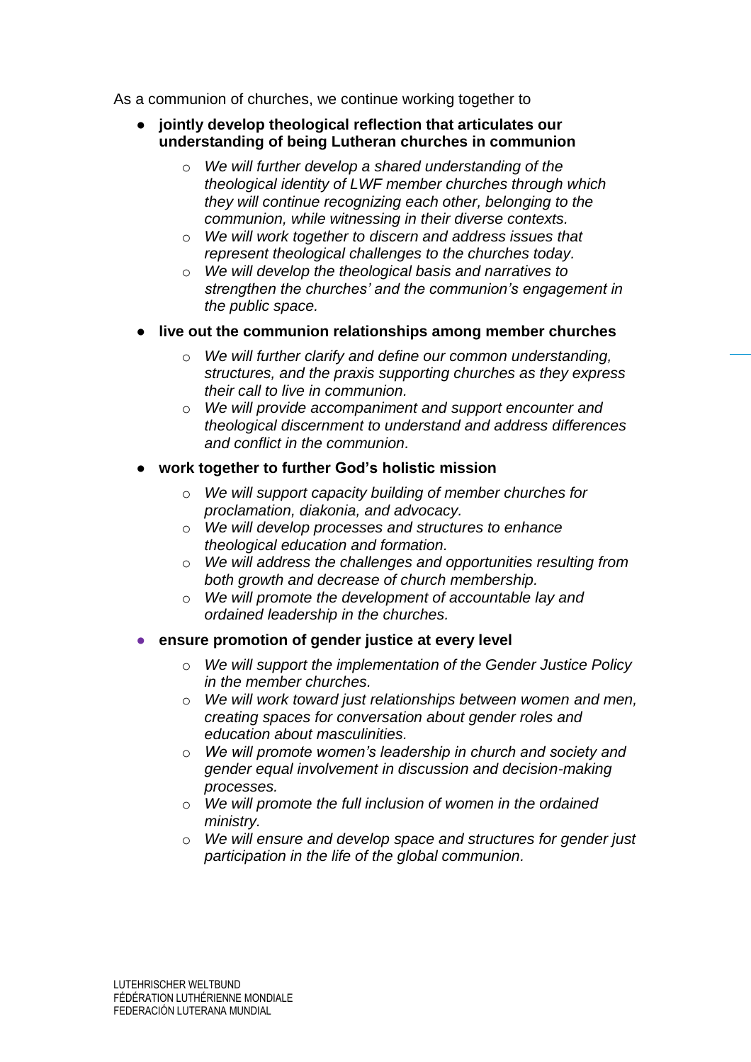As a communion of churches, we continue working together to

- **jointly develop theological reflection that articulates our understanding of being Lutheran churches in communion**
    - *We will further develop a shared understanding of the theological identity of LWF member churches through which they will continue recognizing each other, belonging to the communion, while witnessing in their diverse contexts.*
    - *We will work together to discern and address issues that represent theological challenges to the churches today.*
    - *We will develop the theological basis and narratives to strengthen the churches' and the communion's engagement in the public space.*
- **live out the communion relationships among member churches**
    - *We will further clarify and define our common understanding, structures, and the praxis supporting churches as they express their call to live in communion.*
    - *We will provide accompaniment and support encounter and theological discernment to understand and address differences and conflict in the communion.*
- **work together to further God's holistic mission**
    - *We will support capacity building of member churches for proclamation, diakonia, and advocacy.*
    - *We will develop processes and structures to enhance theological education and formation.*
    - *We will address the challenges and opportunities resulting from both growth and decrease of church membership.*
    - *We will promote the development of accountable lay and ordained leadership in the churches.*
- **ensure promotion of gender justice at every level**
    - *We will support the implementation of the Gender Justice Policy in the member churches.*
    - *We will work toward just relationships between women and men, creating spaces for conversation about gender roles and education about masculinities.*
    - *We will promote women's leadership in church and society and gender equal involvement in discussion and decision-making processes.*
    - *We will promote the full inclusion of women in the ordained ministry.*
    - *We will ensure and develop space and structures for gender just participation in the life of the global communion.*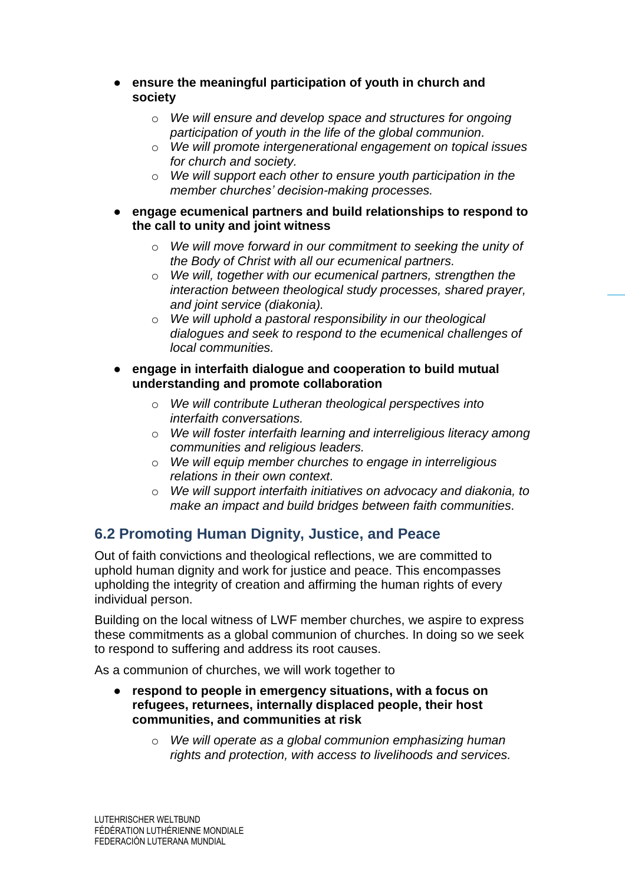- **ensure the meaningful participation of youth in church and society**
  - *We will ensure and develop space and structures for ongoing participation of youth in the life of the global communion.*
  - *We will promote intergenerational engagement on topical issues for church and society.*
  - *We will support each other to ensure youth participation in the member churches' decision-making processes.*
- **engage ecumenical partners and build relationships to respond to the call to unity and joint witness**
  - *We will move forward in our commitment to seeking the unity of the Body of Christ with all our ecumenical partners.*
  - *We will, together with our ecumenical partners, strengthen the interaction between theological study processes, shared prayer, and joint service (diakonia).*
  - *We will uphold a pastoral responsibility in our theological dialogues and seek to respond to the ecumenical challenges of local communities.*
- **engage in interfaith dialogue and cooperation to build mutual understanding and promote collaboration**
  - *We will contribute Lutheran theological perspectives into interfaith conversations.*
  - *We will foster interfaith learning and interreligious literacy among communities and religious leaders.*
  - *We will equip member churches to engage in interreligious relations in their own context.*
  - *We will support interfaith initiatives on advocacy and diakonia, to make an impact and build bridges between faith communities.*

## 6.2 Promoting Human Dignity, Justice, and Peace

Out of faith convictions and theological reflections, we are committed to uphold human dignity and work for justice and peace. This encompasses upholding the integrity of creation and affirming the human rights of every individual person.

Building on the local witness of LWF member churches, we aspire to express these commitments as a global communion of churches. In doing so we seek to respond to suffering and address its root causes.

As a communion of churches, we will work together to

- **respond to people in emergency situations, with a focus on refugees, returnees, internally displaced people, their host communities, and communities at risk**
  - *We will operate as a global communion emphasizing human rights and protection, with access to livelihoods and services.*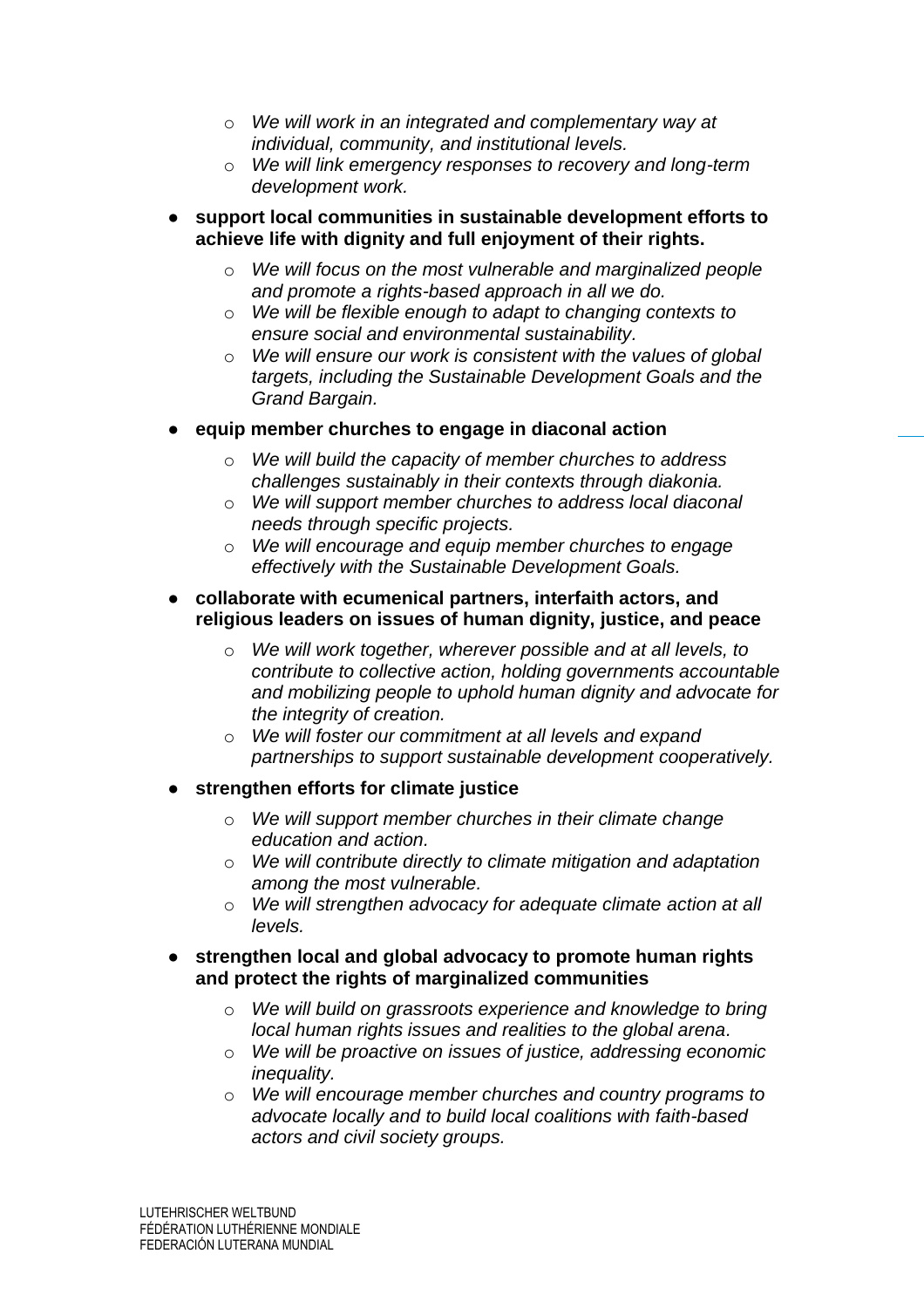- *We will work in an integrated and complementary way at individual, community, and institutional levels.*
  - *We will link emergency responses to recovery and long-term development work.*

- **support local communities in sustainable development efforts to achieve life with dignity and full enjoyment of their rights.**
  - *We will focus on the most vulnerable and marginalized people and promote a rights-based approach in all we do.*
  - *We will be flexible enough to adapt to changing contexts to ensure social and environmental sustainability.*
  - *We will ensure our work is consistent with the values of global targets, including the Sustainable Development Goals and the Grand Bargain.*

- **equip member churches to engage in diaconal action**
  - *We will build the capacity of member churches to address challenges sustainably in their contexts through diakonia.*
  - *We will support member churches to address local diaconal needs through specific projects.*
  - *We will encourage and equip member churches to engage effectively with the Sustainable Development Goals.*

- **collaborate with ecumenical partners, interfaith actors, and religious leaders on issues of human dignity, justice, and peace**
  - *We will work together, wherever possible and at all levels, to contribute to collective action, holding governments accountable and mobilizing people to uphold human dignity and advocate for the integrity of creation.*
  - *We will foster our commitment at all levels and expand partnerships to support sustainable development cooperatively.*

- **strengthen efforts for climate justice**
  - *We will support member churches in their climate change education and action.*
  - *We will contribute directly to climate mitigation and adaptation among the most vulnerable.*
  - *We will strengthen advocacy for adequate climate action at all levels.*

- **strengthen local and global advocacy to promote human rights and protect the rights of marginalized communities**
  - *We will build on grassroots experience and knowledge to bring local human rights issues and realities to the global arena.*
  - *We will be proactive on issues of justice, addressing economic inequality.*
  - *We will encourage member churches and country programs to advocate locally and to build local coalitions with faith-based actors and civil society groups.*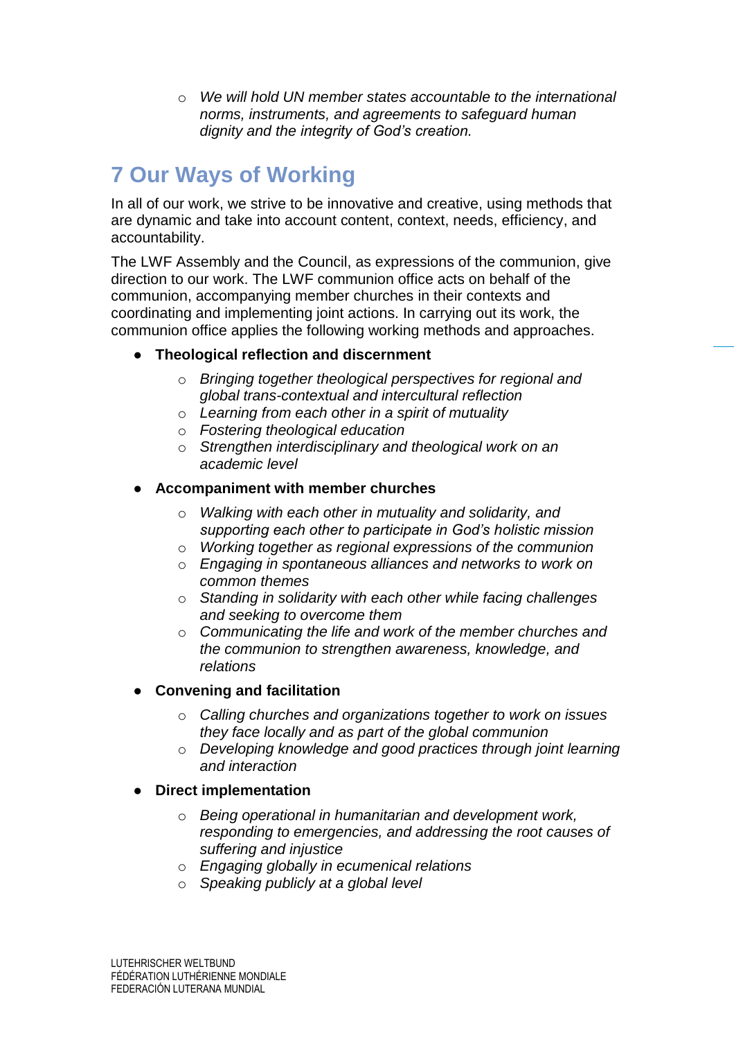- *We will hold UN member states accountable to the international norms, instruments, and agreements to safeguard human dignity and the integrity of God's creation.*

# 7 Our Ways of Working

In all of our work, we strive to be innovative and creative, using methods that are dynamic and take into account content, context, needs, efficiency, and accountability.

The LWF Assembly and the Council, as expressions of the communion, give direction to our work. The LWF communion office acts on behalf of the communion, accompanying member churches in their contexts and coordinating and implementing joint actions. In carrying out its work, the communion office applies the following working methods and approaches.

- **Theological reflection and discernment**
  - *Bringing together theological perspectives for regional and global trans-contextual and intercultural reflection*
  - *Learning from each other in a spirit of mutuality*
  - *Fostering theological education*
  - *Strengthen interdisciplinary and theological work on an academic level*
- **Accompaniment with member churches**
  - *Walking with each other in mutuality and solidarity, and supporting each other to participate in God's holistic mission*
  - *Working together as regional expressions of the communion*
  - *Engaging in spontaneous alliances and networks to work on common themes*
  - *Standing in solidarity with each other while facing challenges and seeking to overcome them*
  - *Communicating the life and work of the member churches and the communion to strengthen awareness, knowledge, and relations*
- **Convening and facilitation**
  - *Calling churches and organizations together to work on issues they face locally and as part of the global communion*
  - *Developing knowledge and good practices through joint learning and interaction*
- **Direct implementation**
  - *Being operational in humanitarian and development work, responding to emergencies, and addressing the root causes of suffering and injustice*
  - *Engaging globally in ecumenical relations*
  - *Speaking publicly at a global level*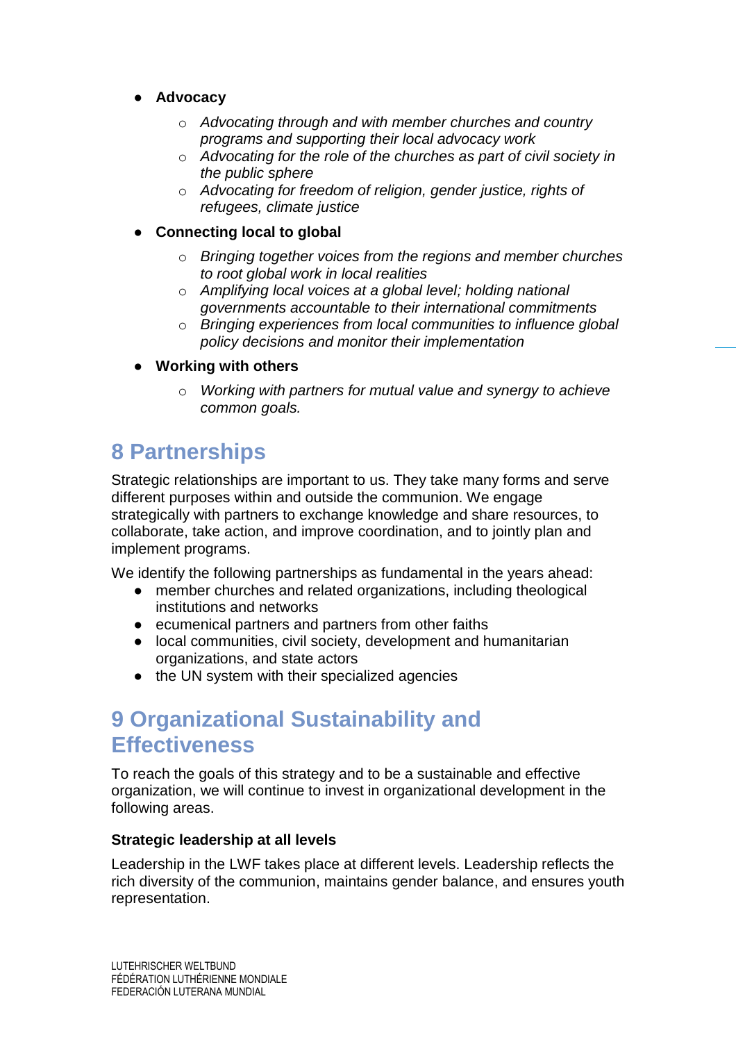- **Advocacy**
    - *Advocating through and with member churches and country programs and supporting their local advocacy work*
    - *Advocating for the role of the churches as part of civil society in the public sphere*
    - *Advocating for freedom of religion, gender justice, rights of refugees, climate justice*
- **Connecting local to global**
    - *Bringing together voices from the regions and member churches to root global work in local realities*
    - *Amplifying local voices at a global level; holding national governments accountable to their international commitments*
    - *Bringing experiences from local communities to influence global policy decisions and monitor their implementation*
- **Working with others**
    - *Working with partners for mutual value and synergy to achieve common goals.*

# 8 Partnerships

Strategic relationships are important to us. They take many forms and serve different purposes within and outside the communion. We engage strategically with partners to exchange knowledge and share resources, to collaborate, take action, and improve coordination, and to jointly plan and implement programs.

We identify the following partnerships as fundamental in the years ahead:

- member churches and related organizations, including theological institutions and networks
- ecumenical partners and partners from other faiths
- local communities, civil society, development and humanitarian organizations, and state actors
- the UN system with their specialized agencies

# 9 Organizational Sustainability and Effectiveness

To reach the goals of this strategy and to be a sustainable and effective organization, we will continue to invest in organizational development in the following areas.

### Strategic leadership at all levels

Leadership in the LWF takes place at different levels. Leadership reflects the rich diversity of the communion, maintains gender balance, and ensures youth representation.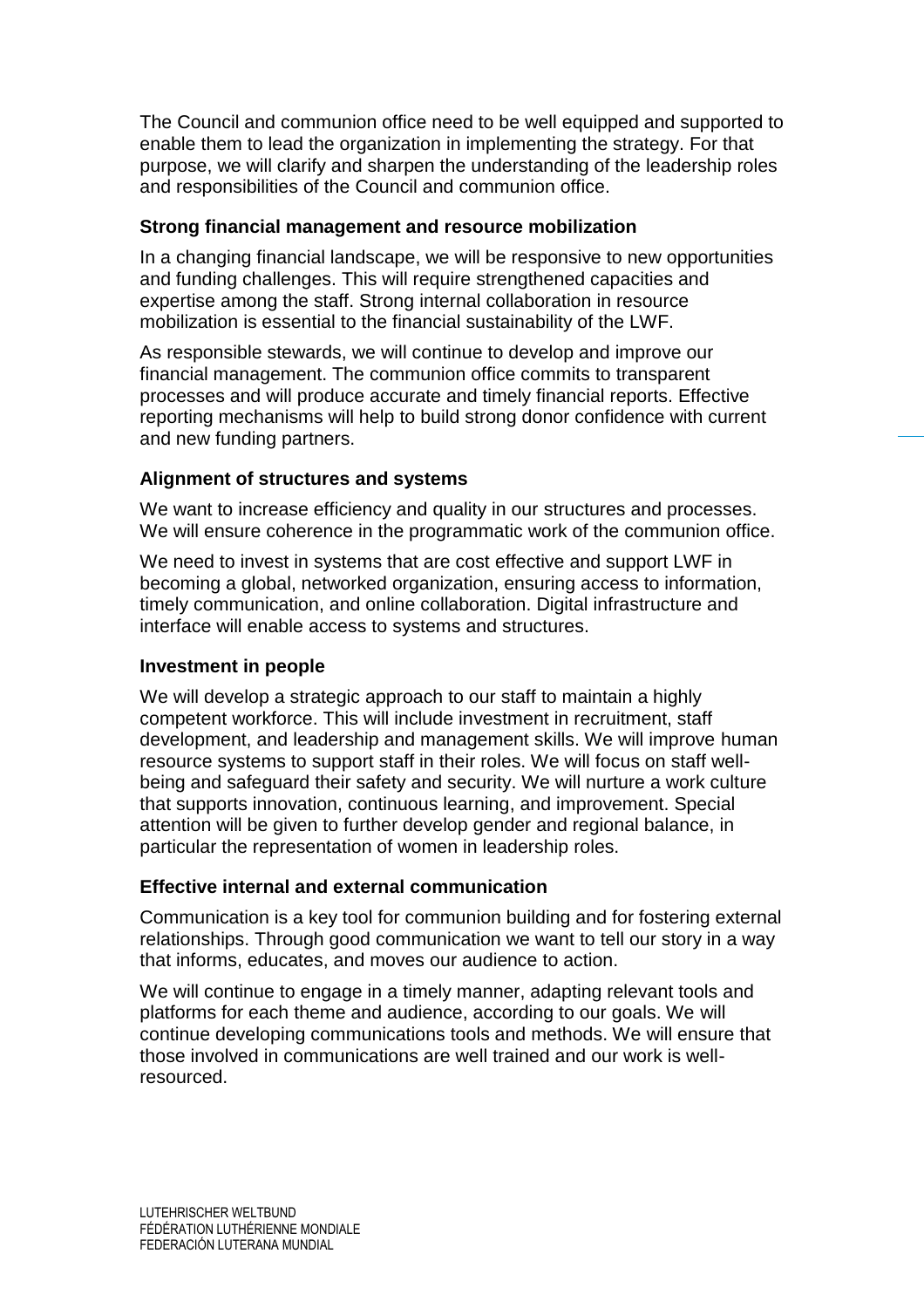The Council and communion office need to be well equipped and supported to enable them to lead the organization in implementing the strategy. For that purpose, we will clarify and sharpen the understanding of the leadership roles and responsibilities of the Council and communion office.

### Strong financial management and resource mobilization

In a changing financial landscape, we will be responsive to new opportunities and funding challenges. This will require strengthened capacities and expertise among the staff. Strong internal collaboration in resource mobilization is essential to the financial sustainability of the LWF.

As responsible stewards, we will continue to develop and improve our financial management. The communion office commits to transparent processes and will produce accurate and timely financial reports. Effective reporting mechanisms will help to build strong donor confidence with current and new funding partners.

### Alignment of structures and systems

We want to increase efficiency and quality in our structures and processes. We will ensure coherence in the programmatic work of the communion office.

We need to invest in systems that are cost effective and support LWF in becoming a global, networked organization, ensuring access to information, timely communication, and online collaboration. Digital infrastructure and interface will enable access to systems and structures.

### Investment in people

We will develop a strategic approach to our staff to maintain a highly competent workforce. This will include investment in recruitment, staff development, and leadership and management skills. We will improve human resource systems to support staff in their roles. We will focus on staff well-being and safeguard their safety and security. We will nurture a work culture that supports innovation, continuous learning, and improvement. Special attention will be given to further develop gender and regional balance, in particular the representation of women in leadership roles.

### Effective internal and external communication

Communication is a key tool for communion building and for fostering external relationships. Through good communication we want to tell our story in a way that informs, educates, and moves our audience to action.

We will continue to engage in a timely manner, adapting relevant tools and platforms for each theme and audience, according to our goals. We will continue developing communications tools and methods. We will ensure that those involved in communications are well trained and our work is well-resourced.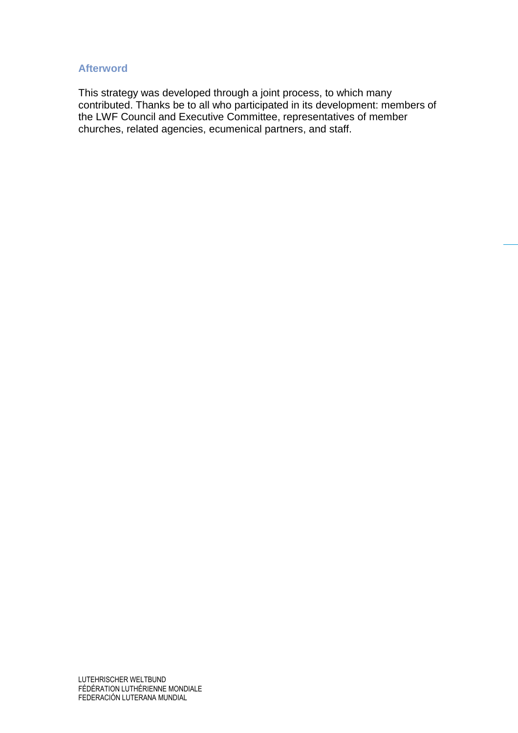## Afterword

This strategy was developed through a joint process, to which many contributed. Thanks be to all who participated in its development: members of the LWF Council and Executive Committee, representatives of member churches, related agencies, ecumenical partners, and staff.